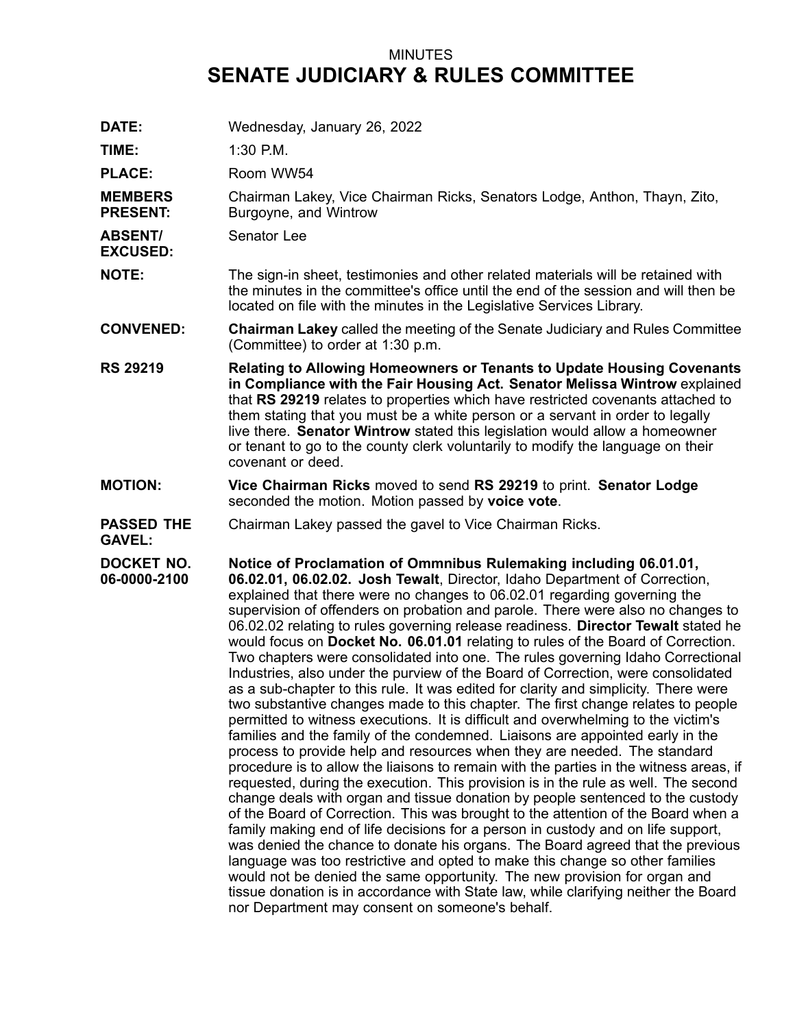MINUTES

# SENATE JUDICIARY & RULES COMMITTEE

**DATE:** Wednesday, January 26, 2022

**TIME:** 1:30 P.M.

**PLACE:** Room WW54

**MEMBERS PRESENT:** Chairman Lakey, Vice Chairman Ricks, Senators Lodge, Anthon, Thayn, Zito, Burgoyne, and Wintrow

**ABSENT/ EXCUSED:** Senator Lee

**NOTE:** The sign-in sheet, testimonies and other related materials will be retained with the minutes in the committee's office until the end of the session and will then be located on file with the minutes in the Legislative Services Library.

**CONVENED:** **Chairman Lakey** called the meeting of the Senate Judiciary and Rules Committee (Committee) to order at 1:30 p.m.

**RS 29219** **Relating to Allowing Homeowners or Tenants to Update Housing Covenants in Compliance with the Fair Housing Act. Senator Melissa Wintrow** explained that **RS 29219** relates to properties which have restricted covenants attached to them stating that you must be a white person or a servant in order to legally live there. **Senator Wintrow** stated this legislation would allow a homeowner or tenant to go to the county clerk voluntarily to modify the language on their covenant or deed.

**MOTION:** **Vice Chairman Ricks** moved to send **RS 29219** to print. **Senator Lodge** seconded the motion. Motion passed by **voice vote**.

**PASSED THE GAVEL:** Chairman Lakey passed the gavel to Vice Chairman Ricks.

**DOCKET NO. 06-0000-2100** **Notice of Proclamation of Ommnibus Rulemaking including 06.01.01, 06.02.01, 06.02.02. Josh Tewalt**, Director, Idaho Department of Correction, explained that there were no changes to 06.02.01 regarding governing the supervision of offenders on probation and parole. There were also no changes to 06.02.02 relating to rules governing release readiness. **Director Tewalt** stated he would focus on **Docket No. 06.01.01** relating to rules of the Board of Correction. Two chapters were consolidated into one. The rules governing Idaho Correctional Industries, also under the purview of the Board of Correction, were consolidated as a sub-chapter to this rule. It was edited for clarity and simplicity. There were two substantive changes made to this chapter. The first change relates to people permitted to witness executions. It is difficult and overwhelming to the victim's families and the family of the condemned. Liaisons are appointed early in the process to provide help and resources when they are needed. The standard procedure is to allow the liaisons to remain with the parties in the witness areas, if requested, during the execution. This provision is in the rule as well. The second change deals with organ and tissue donation by people sentenced to the custody of the Board of Correction. This was brought to the attention of the Board when a family making end of life decisions for a person in custody and on life support, was denied the chance to donate his organs. The Board agreed that the previous language was too restrictive and opted to make this change so other families would not be denied the same opportunity. The new provision for organ and tissue donation is in accordance with State law, while clarifying neither the Board nor Department may consent on someone's behalf.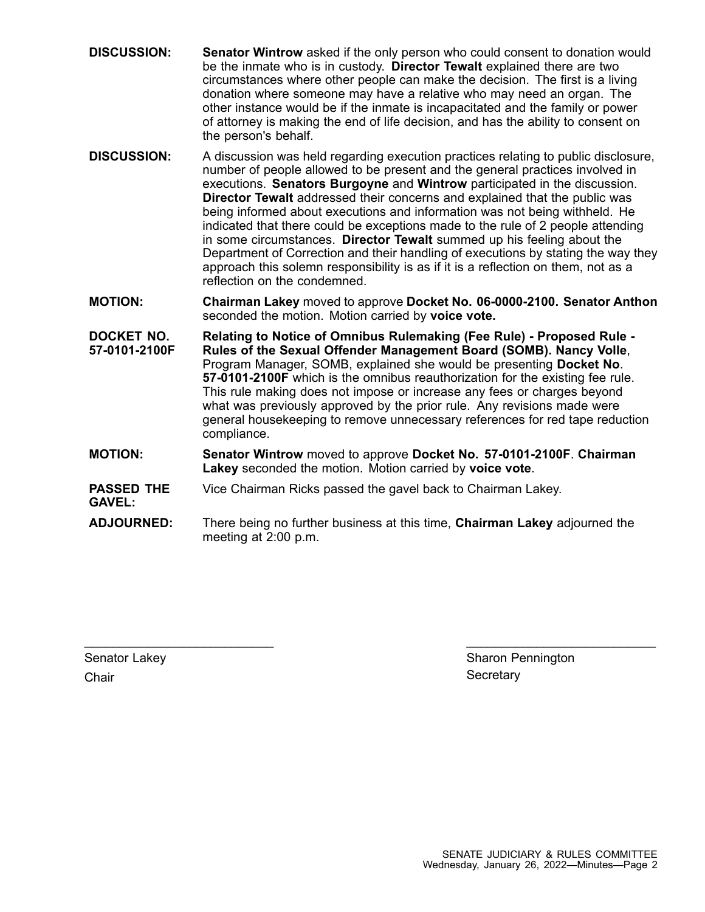**DISCUSSION:** **Senator Wintrow** asked if the only person who could consent to donation would be the inmate who is in custody. **Director Tewalt** explained there are two circumstances where other people can make the decision. The first is a living donation where someone may have a relative who may need an organ. The other instance would be if the inmate is incapacitated and the family or power of attorney is making the end of life decision, and has the ability to consent on the person's behalf.

**DISCUSSION:** A discussion was held regarding execution practices relating to public disclosure, number of people allowed to be present and the general practices involved in executions. **Senators Burgoyne** and **Wintrow** participated in the discussion. **Director Tewalt** addressed their concerns and explained that the public was being informed about executions and information was not being withheld. He indicated that there could be exceptions made to the rule of 2 people attending in some circumstances. **Director Tewalt** summed up his feeling about the Department of Correction and their handling of executions by stating the way they approach this solemn responsibility is as if it is a reflection on them, not as a reflection on the condemned.

**MOTION:** **Chairman Lakey** moved to approve **Docket No. 06-0000-2100. Senator Anthon** seconded the motion. Motion carried by **voice vote.**

**DOCKET NO. 57-0101-2100F** **Relating to Notice of Omnibus Rulemaking (Fee Rule) - Proposed Rule - Rules of the Sexual Offender Management Board (SOMB). Nancy Volle**, Program Manager, SOMB, explained she would be presenting **Docket No. 57-0101-2100F** which is the omnibus reauthorization for the existing fee rule. This rule making does not impose or increase any fees or charges beyond what was previously approved by the prior rule. Any revisions made were general housekeeping to remove unnecessary references for red tape reduction compliance.

**MOTION:** **Senator Wintrow** moved to approve **Docket No. 57-0101-2100F**. **Chairman Lakey** seconded the motion. Motion carried by **voice vote**.

**PASSED THE GAVEL:** Vice Chairman Ricks passed the gavel back to Chairman Lakey.

**ADJOURNED:** There being no further business at this time, **Chairman Lakey** adjourned the meeting at 2:00 p.m.

___________________________ ___________________________

Senator Lakey
Chair

Sharon Pennington
Secretary